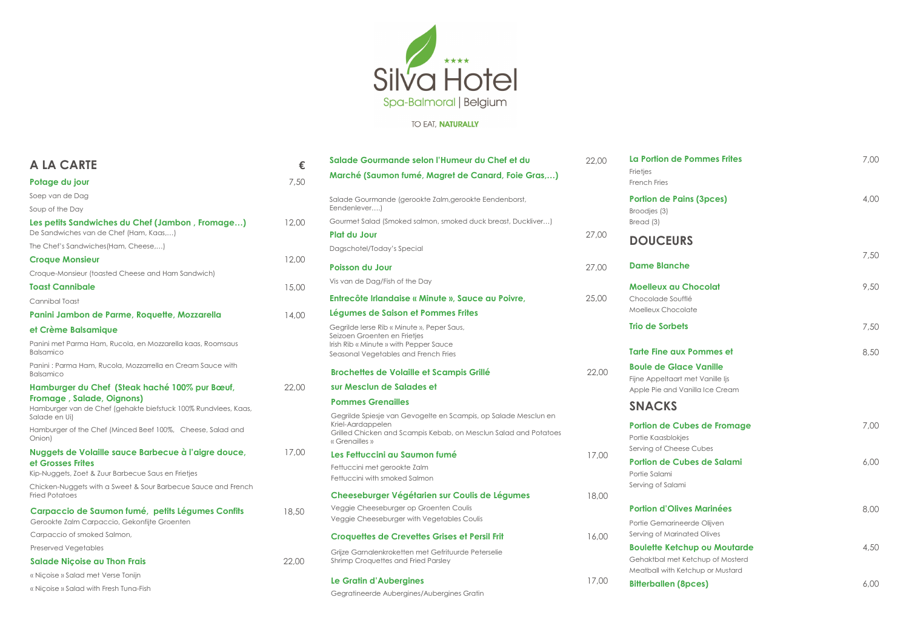# Silva Hotel

Spa-Balmoral | Belgium

TO EAT, **NATURALLY**

## A LA CARTE

€

**Potage du jour** — 7,50

Soep van de Dag

Soup of the Day

**Les petits Sandwiches du Chef (Jambon , Fromage…)** — 12,00

De Sandwiches van de Chef (Ham, Kaas,…)

The Chef's Sandwiches(Ham, Cheese,…)

**Croque Monsieur** — 12,00

Croque-Monsieur (toasted Cheese and Ham Sandwich)

**Toast Cannibale** — 15,00

Cannibal Toast

**Panini Jambon de Parme, Roquette, Mozzarella et Crème Balsamique** — 14,00

Panini met Parma Ham, Rucola, en Mozzarella kaas, Roomsaus Balsamico

Panini : Parma Ham, Rucola, Mozzarrella en Cream Sauce with Balsamico

**Hamburger du Chef (Steak haché 100% pur Bœuf, Fromage , Salade, Oignons)** — 22,00

Hamburger van de Chef (gehakte biefstuck 100% Rundvlees, Kaas, Salade en Ui)

Hamburger of the Chef (Minced Beef 100%, Cheese, Salad and Onion)

**Nuggets de Volaille sauce Barbecue à l'aigre douce, et Grosses Frites** — 17,00

Kip-Nuggets, Zoet & Zuur Barbecue Saus en Frietjes

Chicken-Nuggets with a Sweet & Sour Barbecue Sauce and French Fried Potatoes

**Carpaccio de Saumon fumé, petits Légumes Confits** — 18,50

Gerookte Zalm Carpaccio, Gekonfijte Groenten

Carpaccio of smoked Salmon,

Preserved Vegetables

**Salade Niçoise au Thon Frais** — 22,00

« Niçoise » Salad met Verse Tonijn

« Niçoise » Salad with Fresh Tuna-Fish

**Salade Gourmande selon l'Humeur du Chef et du Marché (Saumon fumé, Magret de Canard, Foie Gras,…)** — 22,00

Salade Gourmande (gerookte Zalm,gerookte Eendenborst, Eendenlever….)

Gourmet Salad (Smoked salmon, smoked duck breast, Duckliver…)

**Plat du Jour** — 27,00

Dagschotel/Today's Special

**Poisson du Jour** — 27,00

Vis van de Dag/Fish of the Day

**Entrecôte Irlandaise « Minute », Sauce au Poivre, Légumes de Saison et Pommes Frites** — 25,00

Gegrilde Ierse Rib « Minute », Peper Saus, Seizoen Groenten en Frietjes

Irish Rib « Minute » with Pepper Sauce

Seasonal Vegetables and French Fries

**Brochettes de Volaille et Scampis Grillé sur Mesclun de Salades et Pommes Grenailles** — 22,00

Gegrilde Spiesje van Gevogelte en Scampis, op Salade Mesclun en Kriel-Aardappelen

Grilled Chicken and Scampis Kebab, on Mesclun Salad and Potatoes « Grenailles »

**Les Fettuccini au Saumon fumé** — 17,00

Fettuccini met gerookte Zalm

Fettuccini with smoked Salmon

**Cheeseburger Végétarien sur Coulis de Légumes** — 18,00

Veggie Cheeseburger op Groenten Coulis

Veggie Cheeseburger with Vegetables Coulis

**Croquettes de Crevettes Grises et Persil Frit** — 16,00

Grijze Garnalenkroketten met Gefrituurde Peterselie

Shrimp Croquettes and Fried Parsley

**Le Gratin d'Aubergines** — 17,00

Gegratineerde Aubergines/Aubergines Gratin

**La Portion de Pommes Frites** — 7,00

Frietjes

French Fries

**Portion de Pains (3pces)** — 4,00

Broodjes (3)

Bread (3)

## DOUCEURS

**Dame Blanche** — 7,50

**Moelleux au Chocolat** — 9,50

Chocolade Soufflé

Moelleux Chocolate

**Trio de Sorbets** — 7,50

**Tarte Fine aux Pommes et Boule de Glace Vanille** — 8,50

Fijne Appeltaart met Vanille Ijs

Apple Pie and Vanilla Ice Cream

## SNACKS

**Portion de Cubes de Fromage** — 7,00

Portie Kaasblokjes

Serving of Cheese Cubes

**Portion de Cubes de Salami** — 6,00

Portie Salami

Serving of Salami

**Portion d'Olives Marinées** — 8,00

Portie Gemarineerde Olijven

Serving of Marinated Olives

**Boulette Ketchup ou Moutarde** — 4,50

Gehaktbal met Ketchup of Mosterd

Meatball with Ketchup or Mustard

**Bitterballen (8pces)** — 6,00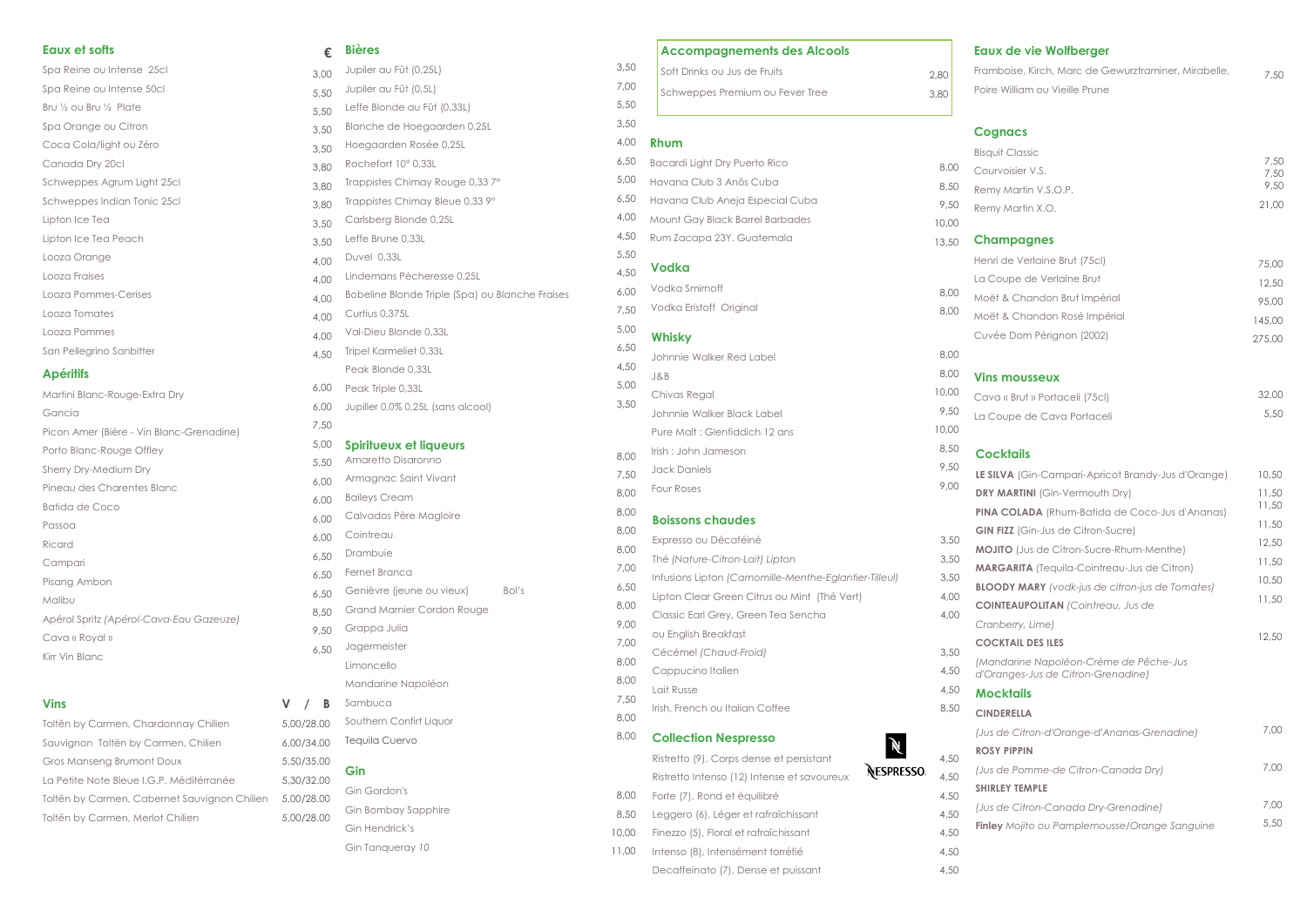## Eaux et softs

| | € |
|---|---|
| Spa Reine ou Intense 25cl | 3,00 |
| Spa Reine ou Intense 50cl | 5,50 |
| Bru ½ ou Bru ½ Plate | 5,50 |
| Spa Orange ou Citron | 3,50 |
| Coca Cola/light ou Zéro | 3,50 |
| Canada Dry 20cl | 3,80 |
| Schweppes Agrum Light 25cl | 3,80 |
| Schweppes Indian Tonic 25cl | 3,80 |
| Lipton Ice Tea | 3,50 |
| Lipton Ice Tea Peach | 3,50 |
| Looza Orange | 4,00 |
| Looza Fraises | 4,00 |
| Looza Pommes-Cerises | 4,00 |
| Looza Tomates | 4,00 |
| Looza Pommes | 4,00 |
| San Pellegrino Sanbitter | 4,50 |

## Apéritifs

| | |
|---|---|
| Martini Blanc-Rouge-Extra Dry | 6,00 |
| Gancia | 6,00 |
| Picon Amer (Bière - Vin Blanc-Grenadine) | 7,50 |
| Porto Blanc-Rouge Offley | 5,00 |
| Sherry Dry-Medium Dry | 5,50 |
| Pineau des Charentes Blanc | 6,00 |
| Batida de Coco | 6,00 |
| Passoa | 6,00 |
| Ricard | 6,00 |
| Campari | 6,50 |
| Pisang Ambon | 6,50 |
| Malibu | 6,50 |
| Apérol Spritz *(Apérol-Cava-Eau Gazeuze)* | 8,50 |
| Cava « Royal » | 9,50 |
| Kirr Vin Blanc | 6,50 |

## Vins

| | V / B |
|---|---|
| Toltén by Carmen, Chardonnay Chilien | 5,00/28.00 |
| Sauvignon Toltén by Carmen, Chilien | 6,00/34.00 |
| Gros Manseng Brumont Doux | 5,50/35.00 |
| La Petite Note Bleue I.G.P. Méditérranée | 5,30/32.00 |
| Toltén by Carmen, Cabernet Sauvignon Chilien | 5,00/28.00 |
| Toltén by Carmen, Merlot Chilien | 5,00/28.00 |

## Bières

| | |
|---|---|
| Jupiler au Fût (0,25L) | 3,50 |
| Jupiler au Fût (0,5L) | 7,00 |
| Leffe Blonde au Fût (0,33L) | 5,50 |
| Blanche de Hoegaarden 0,25L | 3,50 |
| Hoegaarden Rosée 0,25L | 4,00 |
| Rochefort 10° 0,33L | 6,50 |
| Trappistes Chimay Rouge 0,33 7° | 5,00 |
| Trappistes Chimay Bleue 0,33 9° | 6,50 |
| Carlsberg Blonde 0,25L | 4,00 |
| Leffe Brune 0,33L | 4,50 |
| Duvel 0,33L | 5,50 |
| Lindemans Pècheresse 0,25L | 4,50 |
| Bobeline Blonde Triple (Spa) ou Blanche Fraises | 6,00 |
| Curtius 0,375L | 7,50 |
| Val-Dieu Blonde 0,33L | 5,00 |
| Tripel Karmeliet 0,33L | 6,50 |
| Peak Blonde 0,33L | 4,50 |
| Peak Triple 0,33L | 5,00 |
| Jupiller 0,0% 0,25L (sans alcool) | 3,50 |

## Spiritueux et liqueurs

| | |
|---|---|
| Amaretto Disaronno | 8,00 |
| Armagnac Saint Vivant | 7,50 |
| Baileys Cream | 8,00 |
| Calvados Père Magloire | 8,00 |
| Cointreau | 8,00 |
| Drambuie | 8,00 |
| Fernet Branca | 7,00 |
| Genièvre (jeune ou vieux) Bol's | 6,50 |
| Grand Marnier Cordon Rouge | 8,00 |
| Grappa Julia | 9,00 |
| Jagermeister | 7,00 |
| Limoncello | 8,00 |
| Mandarine Napoléon | 8,00 |
| Sambuca | 7,50 |
| Southern Confirt Liquor | 8,00 |
| Tequila Cuervo | 8,00 |

## Gin

| | |
|---|---|
| Gin Gordon's | 8,00 |
| Gin Bombay Sapphire | 8,50 |
| Gin Hendrick's | 10,00 |
| Gin Tanqueray *10* | 11,00 |

## Accompagnements des Alcools

| | |
|---|---|
| Soft Drinks ou Jus de Fruits | 2,80 |
| Schweppes Premium ou Fever Tree | 3,80 |

## Rhum

| | |
|---|---|
| Bacardi Light Dry Puerto Rico | 8,00 |
| Havana Club 3 Anõs Cuba | 8,50 |
| Havana Club Aneja Especial Cuba | 9,50 |
| Mount Gay Black Barrel Barbades | 10,00 |
| Rum Zacapa 23Y. Guatemala | 13,50 |

## Vodka

| | |
|---|---|
| Vodka Smirnoff | 8,00 |
| Vodka Eristoff Original | 8,00 |

## Whisky

| | |
|---|---|
| Johnnie Walker Red Label | 8,00 |
| J&B | 8,00 |
| Chivas Regal | 10,00 |
| Johnnie Walker Black Label | 9,50 |
| Pure Malt : Glenfiddich 12 ans | 10,00 |
| Irish : John Jameson | 8,50 |
| Jack Daniels | 9,50 |
| Four Roses | 9,00 |

## Boissons chaudes

| | |
|---|---|
| Expresso ou Décaféiné | 3,50 |
| Thé *(Nature-Citron-Lait) Lipton* | 3,50 |
| Infusions Lipton *(Camomille-Menthe-Eglantier-Tilleul)* | 3,50 |
| Lipton Clear Green Citrus ou Mint (Thé Vert) | 4,00 |
| Classic Earl Grey, Green Tea Sencha ou English Breakfast | 4,00 |
| Cécémel *(Chaud-Froid)* | 3,50 |
| Cappucino Italien | 4,50 |
| Lait Russe | 4,50 |
| Irish, French ou Italian Coffee | 8,50 |

## Collection Nespresso

| | |
|---|---|
| Ristretto (9), Corps dense et persistant | 4,50 |
| Ristretto Intenso (12) Intense et savoureux | 4,50 |
| Forte (7), Rond et équilibré | 4,50 |
| Leggero (6), Léger et rafraîchissant | 4,50 |
| Finezzo (5), Floral et rafraîchissant | 4,50 |
| Intenso (8), Intensément torréfié | 4,50 |
| Decaffeinato (7), Dense et puissant | 4,50 |

## Eaux de vie Wolfberger

| | |
|---|---|
| Framboise, Kirch, Marc de Gewurztraminer, Mirabelle, Poire William ou Vieille Prune | 7,50 |

## Cognacs

| | |
|---|---|
| Bisquit Classic | 7,50 |
| Courvoisier V.S. | 7,50 |
| Remy Martin V.S.O.P. | 9,50 |
| Remy Martin X.O. | 21,00 |

## Champagnes

| | |
|---|---|
| Henri de Verlaine Brut (75cl) | 75,00 |
| La Coupe de Verlaine Brut | 12,50 |
| Moët & Chandon Brut Impérial | 95,00 |
| Moët & Chandon Rosé Impérial | 145,00 |
| Cuvée Dom Pérignon (2002) | 275,00 |

## Vins mousseux

| | |
|---|---|
| Cava « Brut » Portaceli (75cl) | 32,00 |
| La Coupe de Cava Portaceli | 5,50 |

## Cocktails

| | |
|---|---|
| **LE SILVA** (Gin-Campari-Apricot Brandy-Jus d'Orange) | 10,50 |
| **DRY MARTINI** (Gin-Vermouth Dry) | 11,50 |
| **PINA COLADA** (Rhum-Batida de Coco-Jus d'Ananas) | 11,50 |
| **GIN FIZZ** (Gin-Jus de Citron-Sucre) | 11,50 |
| **MOJITO** (Jus de Citron-Sucre-Rhum-Menthe) | 12,50 |
| **MARGARITA** (Tequila-Cointreau-Jus de Citron) | 11,50 |
| **BLOODY MARY** *(vodk-jus de citron-jus de Tomates)* | 10,50 |
| **COINTEAUPOLITAN** *(Cointreau, Jus de Cranberry, Lime)* | 11,50 |
| **COCKTAIL DES ILES** *(Mandarine Napoléon-Crème de Pêche-Jus d'Oranges-Jus de Citron-Grenadine)* | 12,50 |

## Mocktails

| | |
|---|---|
| **CINDERELLA** *(Jus de Citron-d'Orange-d'Ananas-Grenadine)* | 7,00 |
| **ROSY PIPPIN** *(Jus de Pomme-de Citron-Canada Dry)* | 7,00 |
| **SHIRLEY TEMPLE** *(Jus de Citron-Canada Dry-Grenadine)* | 7,00 |
| **Finley** *Mojito ou Pamplemousse/Orange Sanguine* | 5,50 |